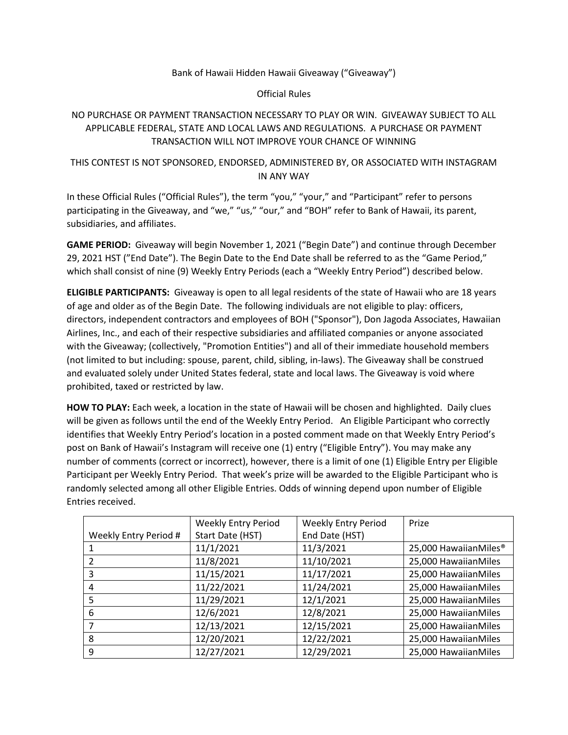Bank of Hawaii Hidden Hawaii Giveaway ("Giveaway")

Official Rules

NO PURCHASE OR PAYMENT TRANSACTION NECESSARY TO PLAY OR WIN. GIVEAWAY SUBJECT TO ALL APPLICABLE FEDERAL, STATE AND LOCAL LAWS AND REGULATIONS. A PURCHASE OR PAYMENT TRANSACTION WILL NOT IMPROVE YOUR CHANCE OF WINNING

THIS CONTEST IS NOT SPONSORED, ENDORSED, ADMINISTERED BY, OR ASSOCIATED WITH INSTAGRAM IN ANY WAY

In these Official Rules ("Official Rules"), the term "you," "your," and "Participant" refer to persons participating in the Giveaway, and "we," "us," "our," and "BOH" refer to Bank of Hawaii, its parent, subsidiaries, and affiliates.

**GAME PERIOD:** Giveaway will begin November 1, 2021 ("Begin Date") and continue through December 29, 2021 HST ("End Date"). The Begin Date to the End Date shall be referred to as the "Game Period," which shall consist of nine (9) Weekly Entry Periods (each a "Weekly Entry Period") described below.

**ELIGIBLE PARTICIPANTS:** Giveaway is open to all legal residents of the state of Hawaii who are 18 years of age and older as of the Begin Date. The following individuals are not eligible to play: officers, directors, independent contractors and employees of BOH ("Sponsor"), Don Jagoda Associates, Hawaiian Airlines, Inc., and each of their respective subsidiaries and affiliated companies or anyone associated with the Giveaway; (collectively, "Promotion Entities") and all of their immediate household members (not limited to but including: spouse, parent, child, sibling, in-laws). The Giveaway shall be construed and evaluated solely under United States federal, state and local laws. The Giveaway is void where prohibited, taxed or restricted by law.

**HOW TO PLAY:** Each week, a location in the state of Hawaii will be chosen and highlighted. Daily clues will be given as follows until the end of the Weekly Entry Period. An Eligible Participant who correctly identifies that Weekly Entry Period's location in a posted comment made on that Weekly Entry Period's post on Bank of Hawaii's Instagram will receive one (1) entry ("Eligible Entry"). You may make any number of comments (correct or incorrect), however, there is a limit of one (1) Eligible Entry per Eligible Participant per Weekly Entry Period. That week's prize will be awarded to the Eligible Participant who is randomly selected among all other Eligible Entries. Odds of winning depend upon number of Eligible Entries received.

| Weekly Entry Period # | Weekly Entry Period Start Date (HST) | Weekly Entry Period End Date (HST) | Prize |
|---|---|---|---|
| 1 | 11/1/2021 | 11/3/2021 | 25,000 HawaiianMiles® |
| 2 | 11/8/2021 | 11/10/2021 | 25,000 HawaiianMiles |
| 3 | 11/15/2021 | 11/17/2021 | 25,000 HawaiianMiles |
| 4 | 11/22/2021 | 11/24/2021 | 25,000 HawaiianMiles |
| 5 | 11/29/2021 | 12/1/2021 | 25,000 HawaiianMiles |
| 6 | 12/6/2021 | 12/8/2021 | 25,000 HawaiianMiles |
| 7 | 12/13/2021 | 12/15/2021 | 25,000 HawaiianMiles |
| 8 | 12/20/2021 | 12/22/2021 | 25,000 HawaiianMiles |
| 9 | 12/27/2021 | 12/29/2021 | 25,000 HawaiianMiles |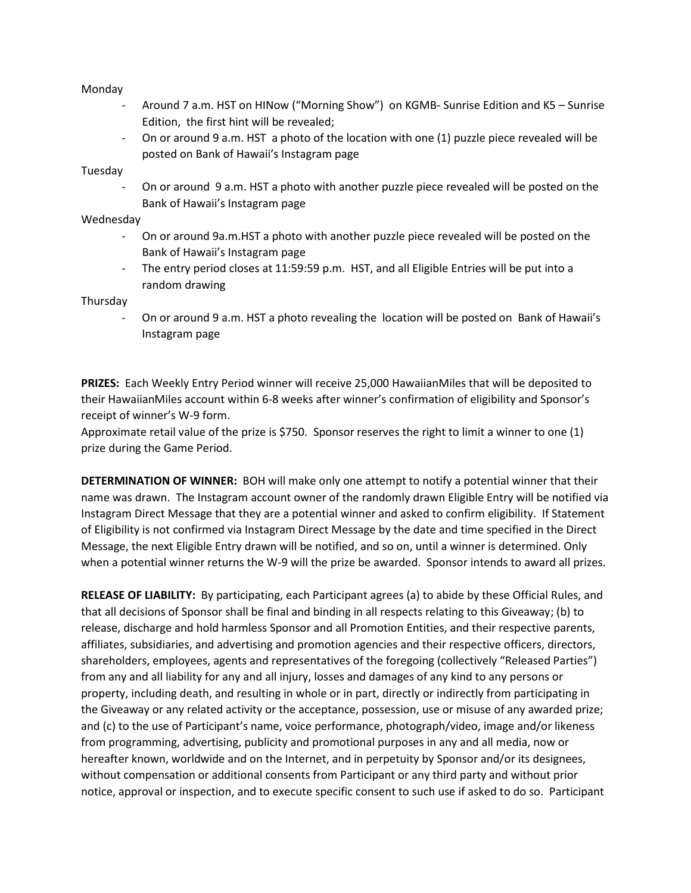Monday

- Around 7 a.m. HST on HINow (“Morning Show”) on KGMB- Sunrise Edition and K5 – Sunrise Edition, the first hint will be revealed;
- On or around 9 a.m. HST a photo of the location with one (1) puzzle piece revealed will be posted on Bank of Hawaii’s Instagram page

Tuesday

- On or around 9 a.m. HST a photo with another puzzle piece revealed will be posted on the Bank of Hawaii’s Instagram page

Wednesday

- On or around 9a.m.HST a photo with another puzzle piece revealed will be posted on the Bank of Hawaii’s Instagram page
- The entry period closes at 11:59:59 p.m. HST, and all Eligible Entries will be put into a random drawing

Thursday

- On or around 9 a.m. HST a photo revealing the location will be posted on Bank of Hawaii’s Instagram page

**PRIZES:** Each Weekly Entry Period winner will receive 25,000 HawaiianMiles that will be deposited to their HawaiianMiles account within 6-8 weeks after winner’s confirmation of eligibility and Sponsor’s receipt of winner’s W-9 form.
Approximate retail value of the prize is $750. Sponsor reserves the right to limit a winner to one (1) prize during the Game Period.

**DETERMINATION OF WINNER:** BOH will make only one attempt to notify a potential winner that their name was drawn. The Instagram account owner of the randomly drawn Eligible Entry will be notified via Instagram Direct Message that they are a potential winner and asked to confirm eligibility. If Statement of Eligibility is not confirmed via Instagram Direct Message by the date and time specified in the Direct Message, the next Eligible Entry drawn will be notified, and so on, until a winner is determined. Only when a potential winner returns the W-9 will the prize be awarded. Sponsor intends to award all prizes.

**RELEASE OF LIABILITY:** By participating, each Participant agrees (a) to abide by these Official Rules, and that all decisions of Sponsor shall be final and binding in all respects relating to this Giveaway; (b) to release, discharge and hold harmless Sponsor and all Promotion Entities, and their respective parents, affiliates, subsidiaries, and advertising and promotion agencies and their respective officers, directors, shareholders, employees, agents and representatives of the foregoing (collectively “Released Parties”) from any and all liability for any and all injury, losses and damages of any kind to any persons or property, including death, and resulting in whole or in part, directly or indirectly from participating in the Giveaway or any related activity or the acceptance, possession, use or misuse of any awarded prize; and (c) to the use of Participant’s name, voice performance, photograph/video, image and/or likeness from programming, advertising, publicity and promotional purposes in any and all media, now or hereafter known, worldwide and on the Internet, and in perpetuity by Sponsor and/or its designees, without compensation or additional consents from Participant or any third party and without prior notice, approval or inspection, and to execute specific consent to such use if asked to do so. Participant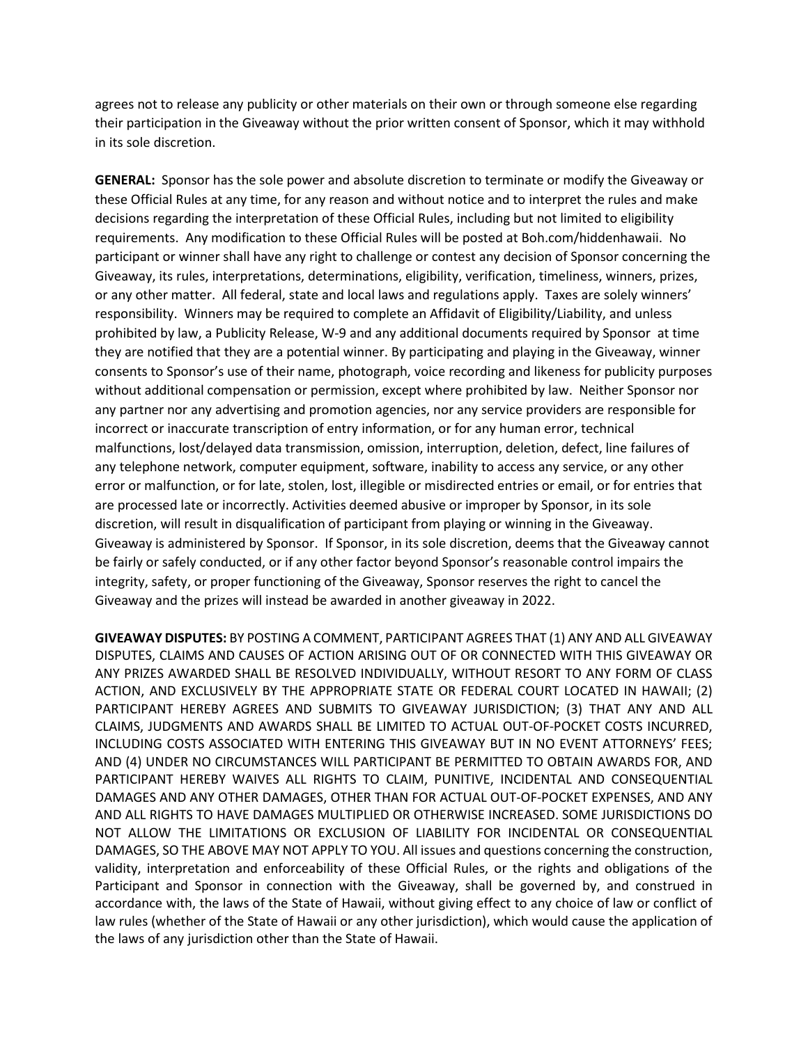agrees not to release any publicity or other materials on their own or through someone else regarding their participation in the Giveaway without the prior written consent of Sponsor, which it may withhold in its sole discretion.

**GENERAL:** Sponsor has the sole power and absolute discretion to terminate or modify the Giveaway or these Official Rules at any time, for any reason and without notice and to interpret the rules and make decisions regarding the interpretation of these Official Rules, including but not limited to eligibility requirements. Any modification to these Official Rules will be posted at Boh.com/hiddenhawaii. No participant or winner shall have any right to challenge or contest any decision of Sponsor concerning the Giveaway, its rules, interpretations, determinations, eligibility, verification, timeliness, winners, prizes, or any other matter. All federal, state and local laws and regulations apply. Taxes are solely winners' responsibility. Winners may be required to complete an Affidavit of Eligibility/Liability, and unless prohibited by law, a Publicity Release, W-9 and any additional documents required by Sponsor at time they are notified that they are a potential winner. By participating and playing in the Giveaway, winner consents to Sponsor's use of their name, photograph, voice recording and likeness for publicity purposes without additional compensation or permission, except where prohibited by law. Neither Sponsor nor any partner nor any advertising and promotion agencies, nor any service providers are responsible for incorrect or inaccurate transcription of entry information, or for any human error, technical malfunctions, lost/delayed data transmission, omission, interruption, deletion, defect, line failures of any telephone network, computer equipment, software, inability to access any service, or any other error or malfunction, or for late, stolen, lost, illegible or misdirected entries or email, or for entries that are processed late or incorrectly. Activities deemed abusive or improper by Sponsor, in its sole discretion, will result in disqualification of participant from playing or winning in the Giveaway. Giveaway is administered by Sponsor. If Sponsor, in its sole discretion, deems that the Giveaway cannot be fairly or safely conducted, or if any other factor beyond Sponsor's reasonable control impairs the integrity, safety, or proper functioning of the Giveaway, Sponsor reserves the right to cancel the Giveaway and the prizes will instead be awarded in another giveaway in 2022.

**GIVEAWAY DISPUTES:** BY POSTING A COMMENT, PARTICIPANT AGREES THAT (1) ANY AND ALL GIVEAWAY DISPUTES, CLAIMS AND CAUSES OF ACTION ARISING OUT OF OR CONNECTED WITH THIS GIVEAWAY OR ANY PRIZES AWARDED SHALL BE RESOLVED INDIVIDUALLY, WITHOUT RESORT TO ANY FORM OF CLASS ACTION, AND EXCLUSIVELY BY THE APPROPRIATE STATE OR FEDERAL COURT LOCATED IN HAWAII; (2) PARTICIPANT HEREBY AGREES AND SUBMITS TO GIVEAWAY JURISDICTION; (3) THAT ANY AND ALL CLAIMS, JUDGMENTS AND AWARDS SHALL BE LIMITED TO ACTUAL OUT-OF-POCKET COSTS INCURRED, INCLUDING COSTS ASSOCIATED WITH ENTERING THIS GIVEAWAY BUT IN NO EVENT ATTORNEYS' FEES; AND (4) UNDER NO CIRCUMSTANCES WILL PARTICIPANT BE PERMITTED TO OBTAIN AWARDS FOR, AND PARTICIPANT HEREBY WAIVES ALL RIGHTS TO CLAIM, PUNITIVE, INCIDENTAL AND CONSEQUENTIAL DAMAGES AND ANY OTHER DAMAGES, OTHER THAN FOR ACTUAL OUT-OF-POCKET EXPENSES, AND ANY AND ALL RIGHTS TO HAVE DAMAGES MULTIPLIED OR OTHERWISE INCREASED. SOME JURISDICTIONS DO NOT ALLOW THE LIMITATIONS OR EXCLUSION OF LIABILITY FOR INCIDENTAL OR CONSEQUENTIAL DAMAGES, SO THE ABOVE MAY NOT APPLY TO YOU. All issues and questions concerning the construction, validity, interpretation and enforceability of these Official Rules, or the rights and obligations of the Participant and Sponsor in connection with the Giveaway, shall be governed by, and construed in accordance with, the laws of the State of Hawaii, without giving effect to any choice of law or conflict of law rules (whether of the State of Hawaii or any other jurisdiction), which would cause the application of the laws of any jurisdiction other than the State of Hawaii.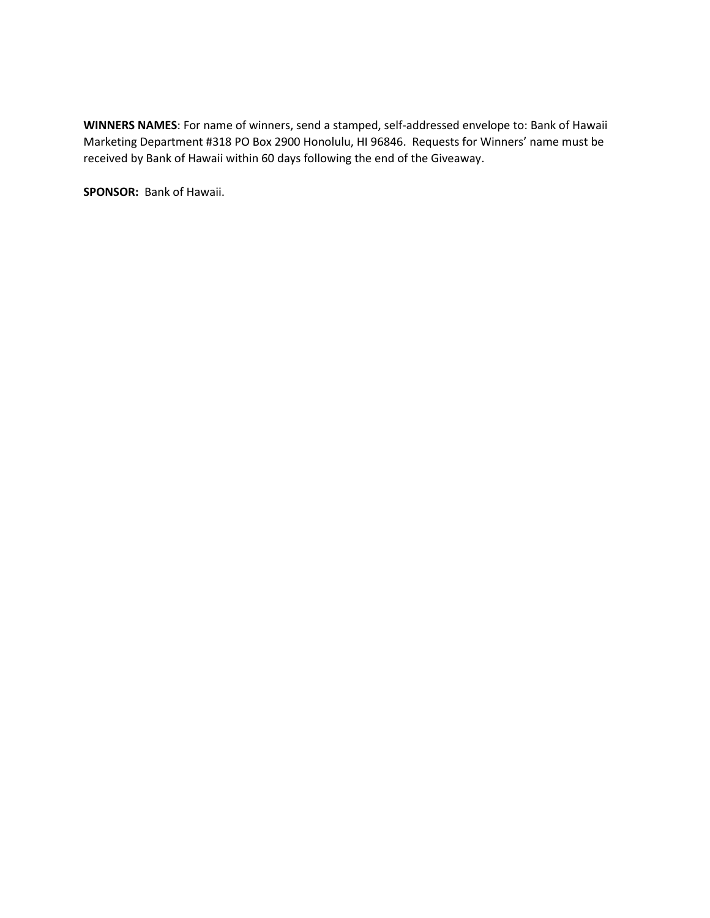**WINNERS NAMES**: For name of winners, send a stamped, self-addressed envelope to: Bank of Hawaii Marketing Department #318 PO Box 2900 Honolulu, HI 96846. Requests for Winners' name must be received by Bank of Hawaii within 60 days following the end of the Giveaway.

**SPONSOR:** Bank of Hawaii.